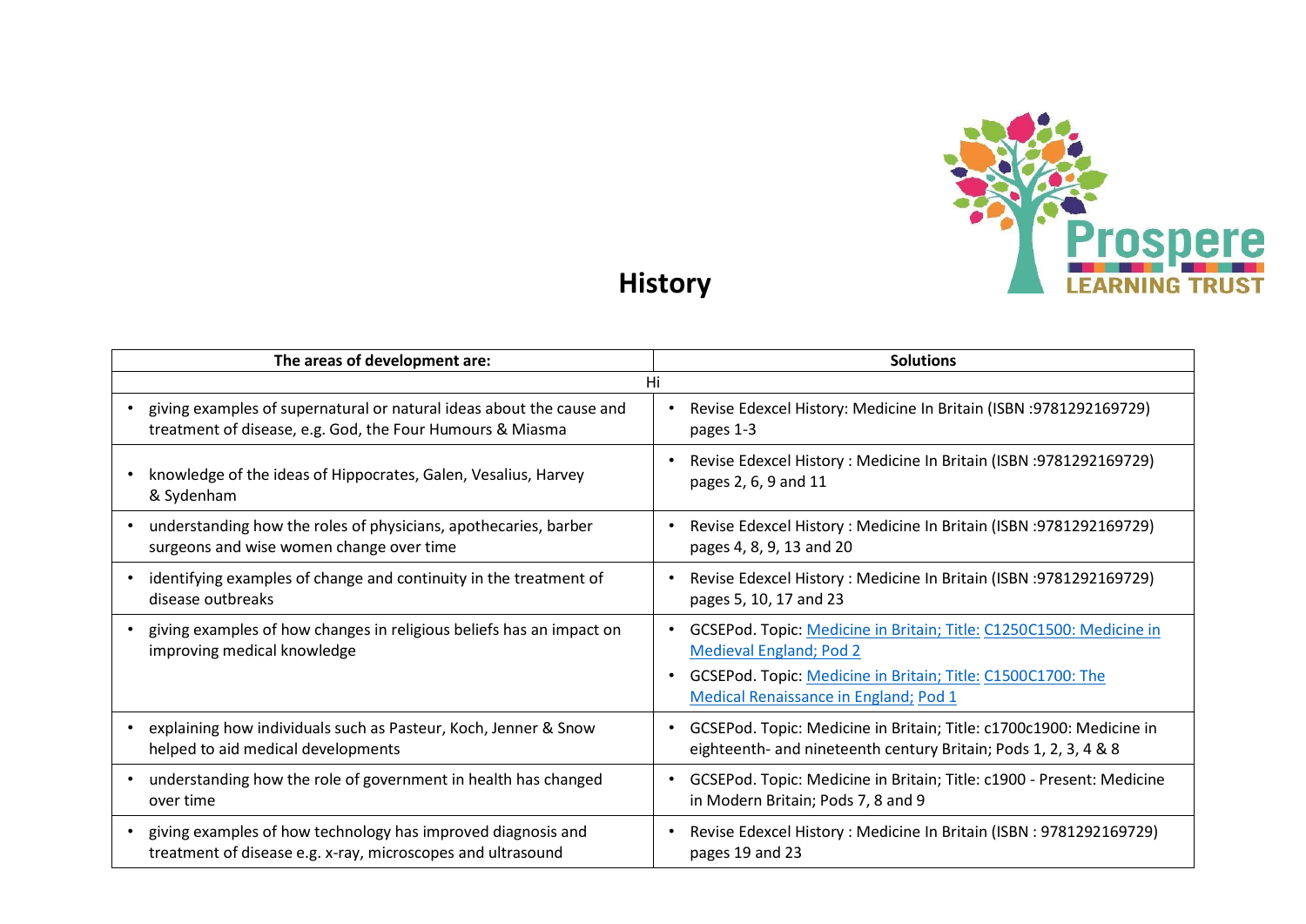# History

| The areas of development are: | Solutions |
|---|---|
| Hi | |
| • giving examples of supernatural or natural ideas about the cause and treatment of disease, e.g. God, the Four Humours & Miasma | • Revise Edexcel History: Medicine In Britain (ISBN :9781292169729) pages 1-3 |
| • knowledge of the ideas of Hippocrates, Galen, Vesalius, Harvey & Sydenham | • Revise Edexcel History : Medicine In Britain (ISBN :9781292169729) pages 2, 6, 9 and 11 |
| • understanding how the roles of physicians, apothecaries, barber surgeons and wise women change over time | • Revise Edexcel History : Medicine In Britain (ISBN :9781292169729) pages 4, 8, 9, 13 and 20 |
| • identifying examples of change and continuity in the treatment of disease outbreaks | • Revise Edexcel History : Medicine In Britain (ISBN :9781292169729) pages 5, 10, 17 and 23 |
| • giving examples of how changes in religious beliefs has an impact on improving medical knowledge | • GCSEPod. Topic: Medicine in Britain; Title: C1250C1500: Medicine in Medieval England; Pod 2 <br> • GCSEPod. Topic: Medicine in Britain; Title: C1500C1700: The Medical Renaissance in England; Pod 1 |
| • explaining how individuals such as Pasteur, Koch, Jenner & Snow helped to aid medical developments | • GCSEPod. Topic: Medicine in Britain; Title: c1700c1900: Medicine in eighteenth- and nineteenth century Britain; Pods 1, 2, 3, 4 & 8 |
| • understanding how the role of government in health has changed over time | • GCSEPod. Topic: Medicine in Britain; Title: c1900 - Present: Medicine in Modern Britain; Pods 7, 8 and 9 |
| • giving examples of how technology has improved diagnosis and treatment of disease e.g. x-ray, microscopes and ultrasound | • Revise Edexcel History : Medicine In Britain (ISBN : 9781292169729) pages 19 and 23 |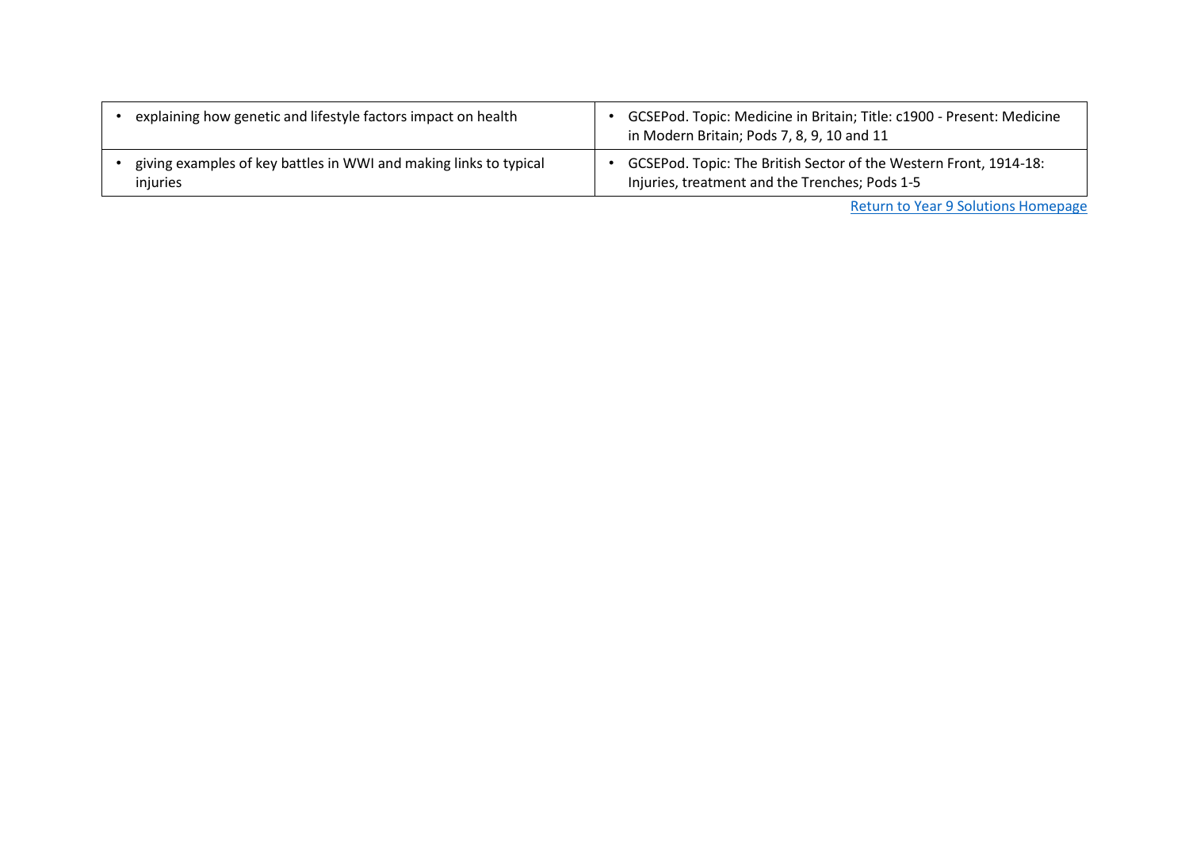| | |
|---|---|
| • explaining how genetic and lifestyle factors impact on health | • GCSEPod. Topic: Medicine in Britain; Title: c1900 - Present: Medicine in Modern Britain; Pods 7, 8, 9, 10 and 11 |
| • giving examples of key battles in WWI and making links to typical injuries | • GCSEPod. Topic: The British Sector of the Western Front, 1914-18: Injuries, treatment and the Trenches; Pods 1-5 |

Return to Year 9 Solutions Homepage